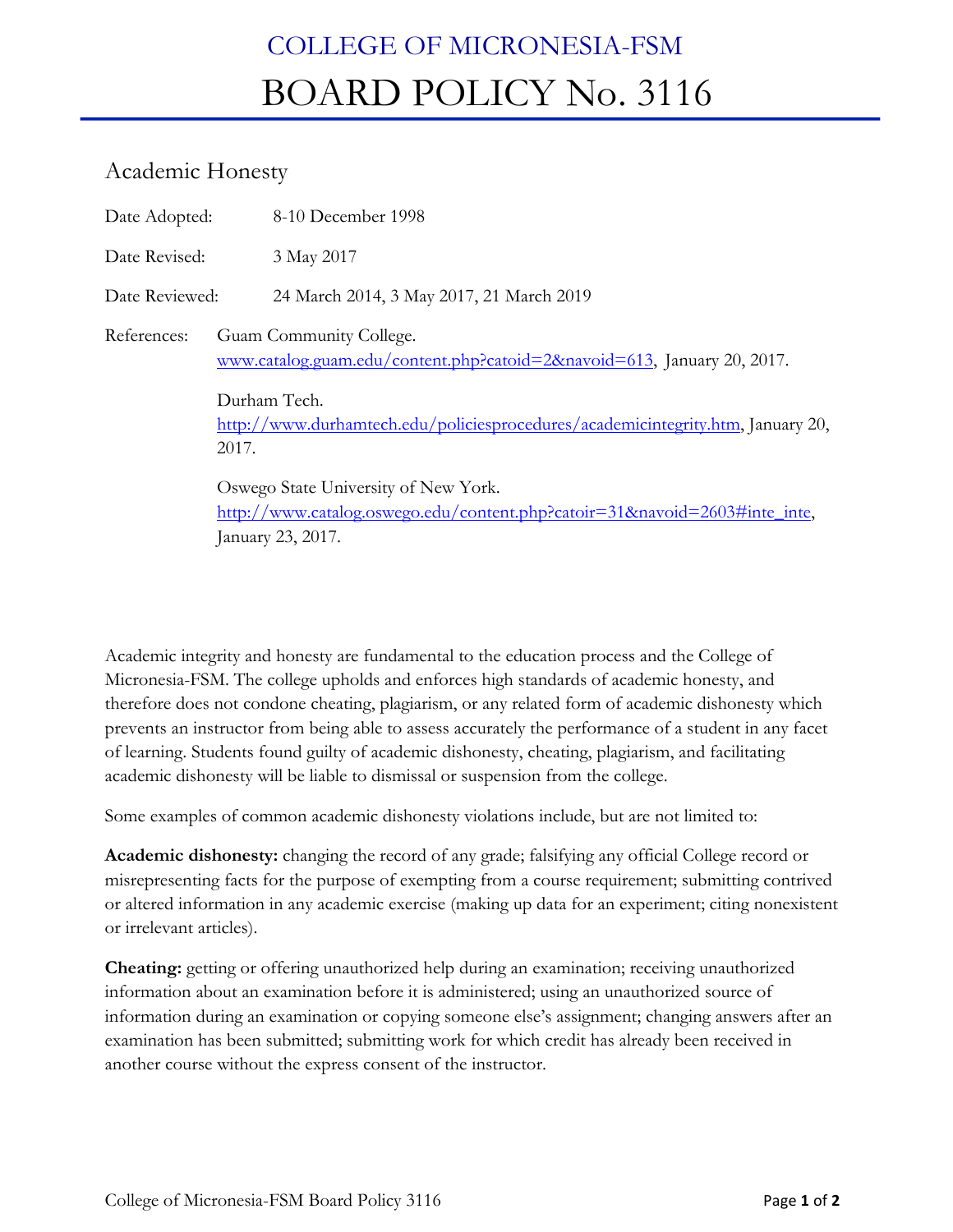# COLLEGE OF MICRONESIA-FSM

# BOARD POLICY No. 3116

## Academic Honesty

Date Adopted: 8-10 December 1998

Date Revised: 3 May 2017

Date Reviewed: 24 March 2014, 3 May 2017, 21 March 2019

References: Guam Community College. www.catalog.guam.edu/content.php?catoid=2&navoid=613, January 20, 2017.

Durham Tech. http://www.durhamtech.edu/policiesprocedures/academicintegrity.htm, January 20, 2017.

Oswego State University of New York. http://www.catalog.oswego.edu/content.php?catoir=31&navoid=2603#inte_inte, January 23, 2017.

Academic integrity and honesty are fundamental to the education process and the College of Micronesia-FSM. The college upholds and enforces high standards of academic honesty, and therefore does not condone cheating, plagiarism, or any related form of academic dishonesty which prevents an instructor from being able to assess accurately the performance of a student in any facet of learning. Students found guilty of academic dishonesty, cheating, plagiarism, and facilitating academic dishonesty will be liable to dismissal or suspension from the college.

Some examples of common academic dishonesty violations include, but are not limited to:

**Academic dishonesty:** changing the record of any grade; falsifying any official College record or misrepresenting facts for the purpose of exempting from a course requirement; submitting contrived or altered information in any academic exercise (making up data for an experiment; citing nonexistent or irrelevant articles).

**Cheating:** getting or offering unauthorized help during an examination; receiving unauthorized information about an examination before it is administered; using an unauthorized source of information during an examination or copying someone else's assignment; changing answers after an examination has been submitted; submitting work for which credit has already been received in another course without the express consent of the instructor.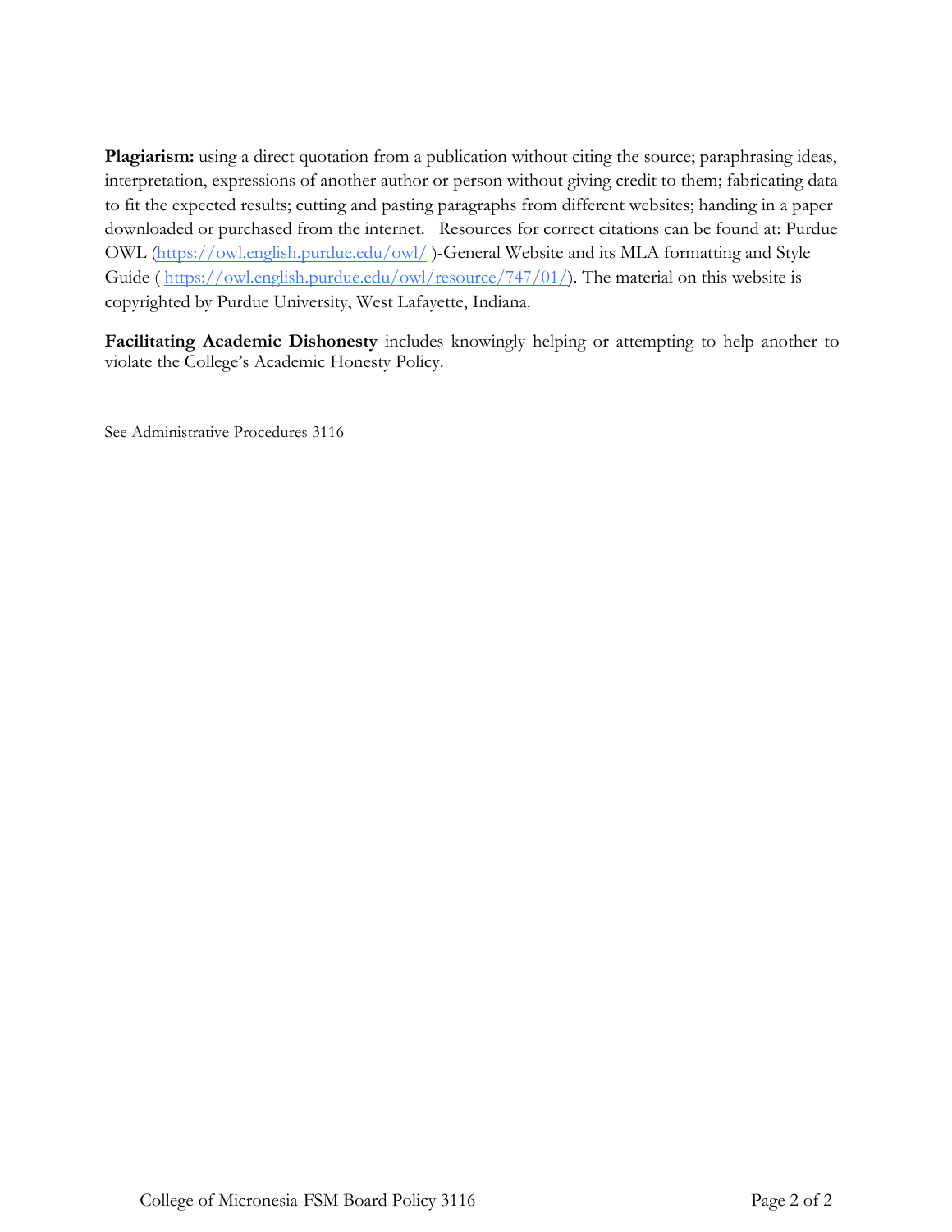**Plagiarism:** using a direct quotation from a publication without citing the source; paraphrasing ideas, interpretation, expressions of another author or person without giving credit to them; fabricating data to fit the expected results; cutting and pasting paragraphs from different websites; handing in a paper downloaded or purchased from the internet. Resources for correct citations can be found at: Purdue OWL (https://owl.english.purdue.edu/owl/ )-General Website and its MLA formatting and Style Guide ( https://owl.english.purdue.edu/owl/resource/747/01/). The material on this website is copyrighted by Purdue University, West Lafayette, Indiana.

**Facilitating Academic Dishonesty** includes knowingly helping or attempting to help another to violate the College's Academic Honesty Policy.

See Administrative Procedures 3116